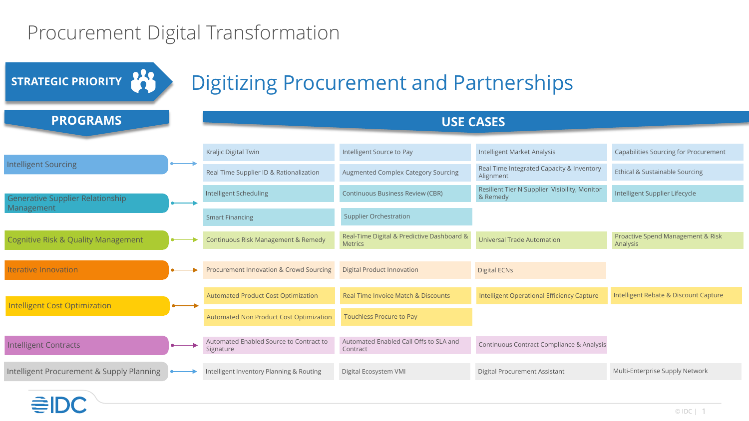# Procurement Digital Transformation

**STRATEGIC PRIORITY**

## Digitizing Procurement and Partnerships

| PROGRAMS | USE CASES | | | |
|---|---|---|---|---|
| Intelligent Sourcing | Kraljic Digital Twin | Intelligent Source to Pay | Intelligent Market Analysis | Capabilities Sourcing for Procurement |
| | Real Time Supplier ID & Rationalization | Augmented Complex Category Sourcing | Real Time Integrated Capacity & Inventory Alignment | Ethical & Sustainable Sourcing |
| Generative Supplier Relationship Management | Intelligent Scheduling | Continuous Business Review (CBR) | Resilient Tier N Supplier Visibility, Monitor & Remedy | Intelligent Supplier Lifecycle |
| | Smart Financing | Supplier Orchestration | | |
| Cognitive Risk & Quality Management | Continuous Risk Management & Remedy | Real-Time Digital & Predictive Dashboard & Metrics | Universal Trade Automation | Proactive Spend Management & Risk Analysis |
| Iterative Innovation | Procurement Innovation & Crowd Sourcing | Digital Product Innovation | Digital ECNs | |
| Intelligent Cost Optimization | Automated Product Cost Optimization | Real Time Invoice Match & Discounts | Intelligent Operational Efficiency Capture | Intelligent Rebate & Discount Capture |
| | Automated Non Product Cost Optimization | Touchless Procure to Pay | | |
| Intelligent Contracts | Automated Enabled Source to Contract to Signature | Automated Enabled Call Offs to SLA and Contract | Continuous Contract Compliance & Analysis | |
| Intelligent Procurement & Supply Planning | Intelligent Inventory Planning & Routing | Digital Ecosystem VMI | Digital Procurement Assistant | Multi-Enterprise Supply Network |

IDC

© IDC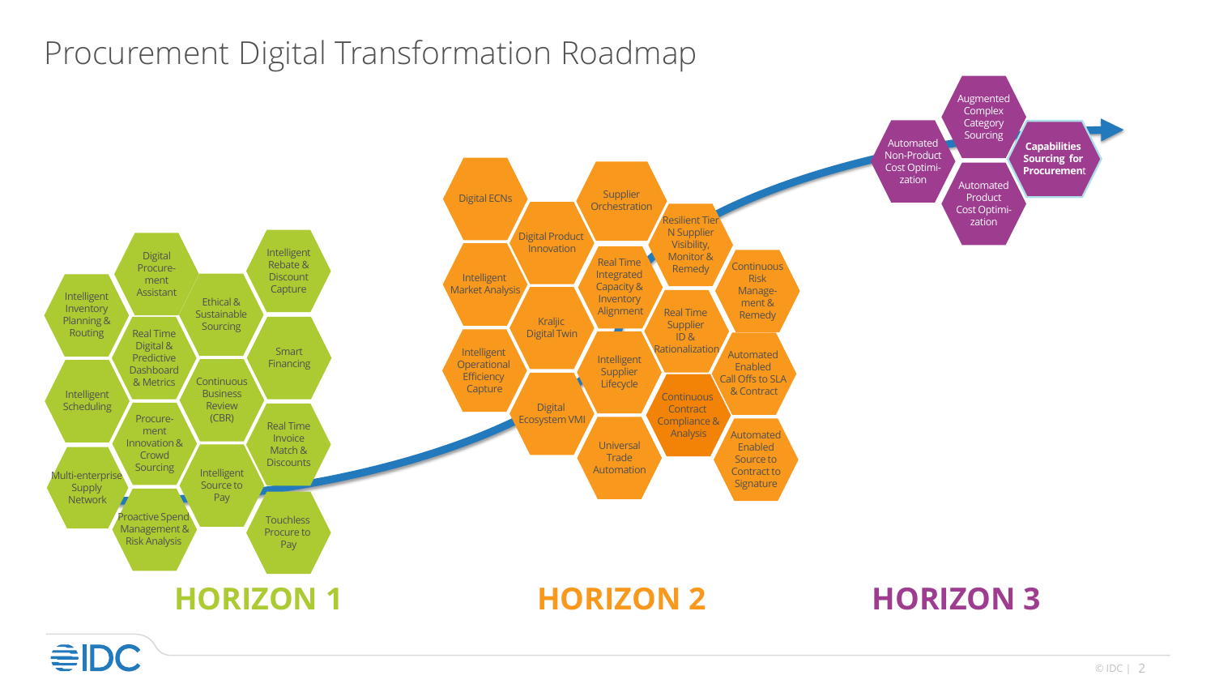# Procurement Digital Transformation Roadmap

Digital Procure-ment Assistant

Intelligent Rebate & Discount Capture

Intelligent Inventory Planning & Routing

Ethical & Sustainable Sourcing

Real Time Digital & Predictive Dashboard & Metrics

Smart Financing

Intelligent Scheduling

Continuous Business Review (CBR)

Procure-ment Innovation & Crowd Sourcing

Real Time Invoice Match & Discounts

Multi-enterprise Supply Network

Intelligent Source to Pay

Proactive Spend Management & Risk Analysis

Touchless Procure to Pay

Digital ECNs

Supplier Orchestration

Digital Product Innovation

Resilient Tier N Supplier Visibility, Monitor & Remedy

Intelligent Market Analysis

Real Time Integrated Capacity & Inventory Alignment

Continuous Risk Manage-ment & Remedy

Kraljic Digital Twin

Real Time Supplier ID & Rationalization

Intelligent Operational Efficiency Capture

Intelligent Supplier Lifecycle

Automated Enabled Call Offs to SLA & Contract

Digital Ecosystem VMI

Continuous Contract Compliance & Analysis

Universal Trade Automation

Automated Enabled Source to Contract to Signature

Augmented Complex Category Sourcing

Automated Non-Product Cost Optimi-zation

**Capabilities Sourcing for Procurement**

Automated Product Cost Optimi-zation

HORIZON 1

HORIZON 2

HORIZON 3

IDC

© IDC